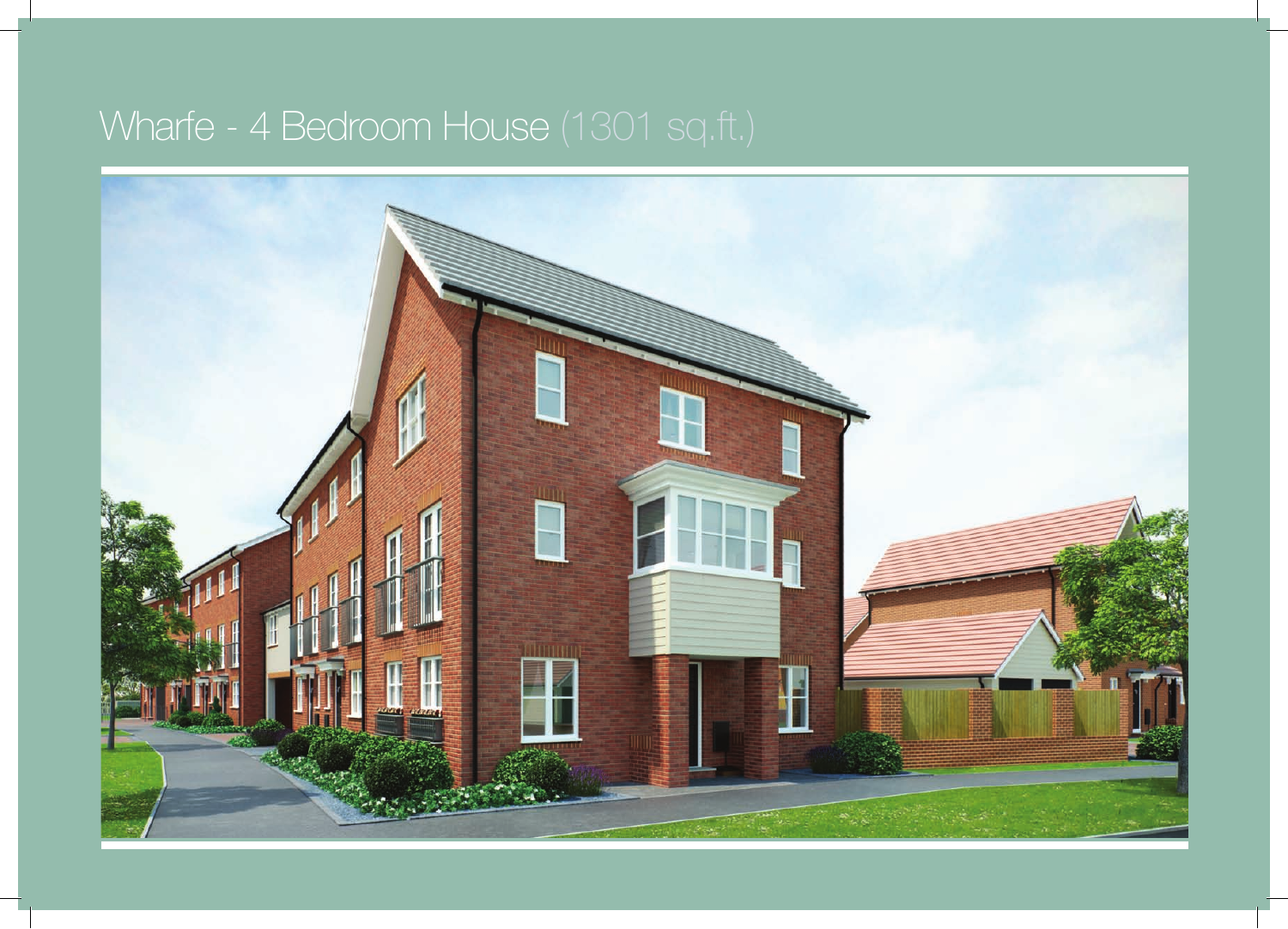# Wharfe - 4 Bedroom House (1301 sq.ft.)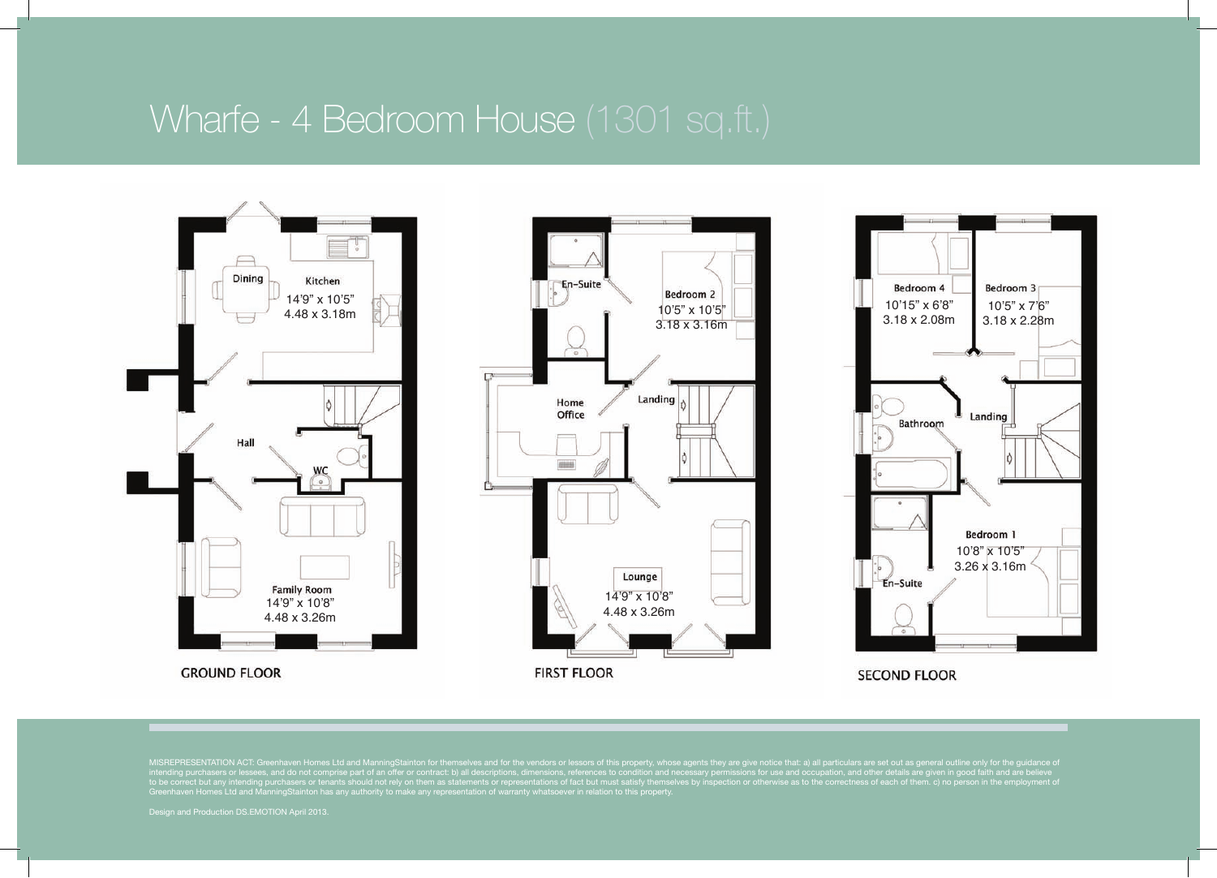# Wharfe - 4 Bedroom House (1301 sq.ft.)

## GROUND FOOR

Dining

Kitchen
14'9" x 10'5"
4.48 x 3.18m

Hall

WC

Family Room
14'9" x 10'8"
4.48 x 3.26m

**GROUND FLOOR**

## FIRST FLOOR

En-Suite

Bedroom 2
10'5" x 10'5"
3.18 x 3.16m

Home Office

Landing

Lounge
14'9" x 10'8"
4.48 x 3.26m

**FIRST FLOOR**

## SECOND FLOOR

Bedroom 4
10'15" x 6'8"
3.18 x 2.08m

Bedroom 3
10'5" x 7'6"
3.18 x 2.28m

Bathroom

Landing

Bedroom 1
10'8" x 10'5"
3.26 x 3.16m

En-Suite

**SECOND FLOOR**

MISREPRESENTATION ACT: Greenhaven Homes Ltd and ManningStainton for themselves and for the vendors or lessors of this property, whose agents they are give notice that: a) all particulars are set out as general outline only for the guidance of intending purchasers or lessees, and do not comprise part of an offer or contract: b) all descriptions, dimensions, references to condition and necessary permissions for use and occupation, and other details are given in good faith and are believe to be correct but any intending purchasers or tenants should not rely on them as statements or representations of fact but must satisfy themselves by inspection or otherwise as to the correctness of each of them. c) no person in the employment of Greenhaven Homes Ltd and ManningStainton has any authority to make any representation of warranty whatsoever in relation to this property.

Design and Production DS.EMOTION April 2013.